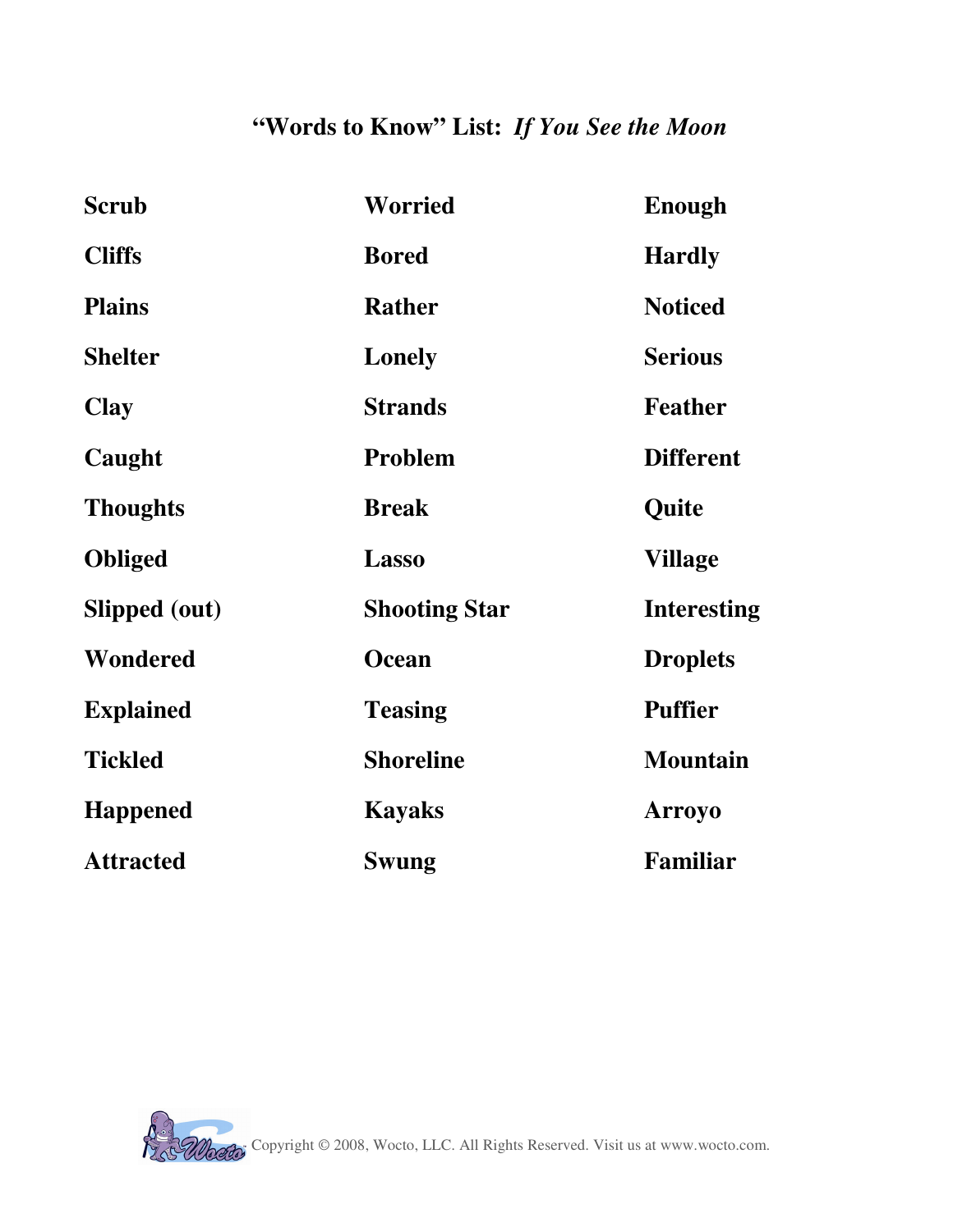# "Words to Know" List: *If You See the Moon*

| | | |
|---|---|---|
| **Scrub** | **Worried** | **Enough** |
| **Cliffs** | **Bored** | **Hardly** |
| **Plains** | **Rather** | **Noticed** |
| **Shelter** | **Lonely** | **Serious** |
| **Clay** | **Strands** | **Feather** |
| **Caught** | **Problem** | **Different** |
| **Thoughts** | **Break** | **Quite** |
| **Obliged** | **Lasso** | **Village** |
| **Slipped (out)** | **Shooting Star** | **Interesting** |
| **Wondered** | **Ocean** | **Droplets** |
| **Explained** | **Teasing** | **Puffier** |
| **Tickled** | **Shoreline** | **Mountain** |
| **Happened** | **Kayaks** | **Arroyo** |
| **Attracted** | **Swung** | **Familiar** |

Copyright © 2008, Wocto, LLC. All Rights Reserved. Visit us at www.wocto.com.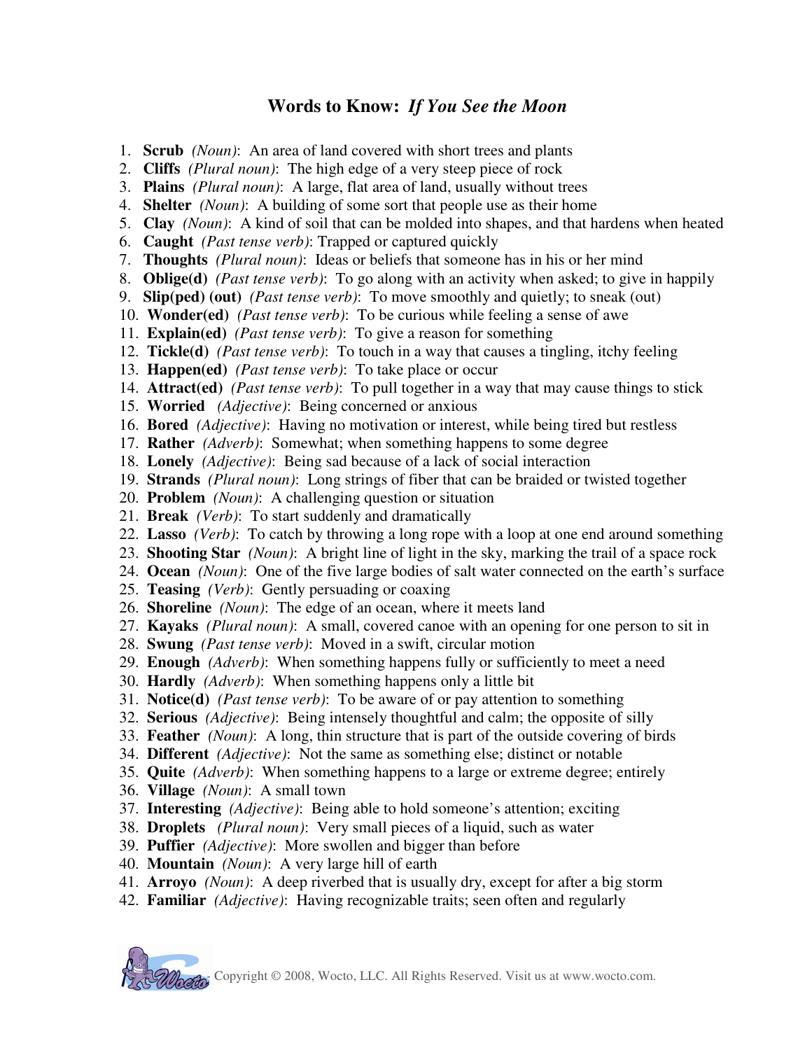## Words to Know: *If You See the Moon*

1. **Scrub** *(Noun)*: An area of land covered with short trees and plants
2. **Cliffs** *(Plural noun)*: The high edge of a very steep piece of rock
3. **Plains** *(Plural noun)*: A large, flat area of land, usually without trees
4. **Shelter** *(Noun)*: A building of some sort that people use as their home
5. **Clay** *(Noun)*: A kind of soil that can be molded into shapes, and that hardens when heated
6. **Caught** *(Past tense verb)*: Trapped or captured quickly
7. **Thoughts** *(Plural noun)*: Ideas or beliefs that someone has in his or her mind
8. **Oblige(d)** *(Past tense verb)*: To go along with an activity when asked; to give in happily
9. **Slip(ped) (out)** *(Past tense verb)*: To move smoothly and quietly; to sneak (out)
10. **Wonder(ed)** *(Past tense verb)*: To be curious while feeling a sense of awe
11. **Explain(ed)** *(Past tense verb)*: To give a reason for something
12. **Tickle(d)** *(Past tense verb)*: To touch in a way that causes a tingling, itchy feeling
13. **Happen(ed)** *(Past tense verb)*: To take place or occur
14. **Attract(ed)** *(Past tense verb)*: To pull together in a way that may cause things to stick
15. **Worried** *(Adjective)*: Being concerned or anxious
16. **Bored** *(Adjective)*: Having no motivation or interest, while being tired but restless
17. **Rather** *(Adverb)*: Somewhat; when something happens to some degree
18. **Lonely** *(Adjective)*: Being sad because of a lack of social interaction
19. **Strands** *(Plural noun)*: Long strings of fiber that can be braided or twisted together
20. **Problem** *(Noun)*: A challenging question or situation
21. **Break** *(Verb)*: To start suddenly and dramatically
22. **Lasso** *(Verb)*: To catch by throwing a long rope with a loop at one end around something
23. **Shooting Star** *(Noun)*: A bright line of light in the sky, marking the trail of a space rock
24. **Ocean** *(Noun)*: One of the five large bodies of salt water connected on the earth's surface
25. **Teasing** *(Verb)*: Gently persuading or coaxing
26. **Shoreline** *(Noun)*: The edge of an ocean, where it meets land
27. **Kayaks** *(Plural noun)*: A small, covered canoe with an opening for one person to sit in
28. **Swung** *(Past tense verb)*: Moved in a swift, circular motion
29. **Enough** *(Adverb)*: When something happens fully or sufficiently to meet a need
30. **Hardly** *(Adverb)*: When something happens only a little bit
31. **Notice(d)** *(Past tense verb)*: To be aware of or pay attention to something
32. **Serious** *(Adjective)*: Being intensely thoughtful and calm; the opposite of silly
33. **Feather** *(Noun)*: A long, thin structure that is part of the outside covering of birds
34. **Different** *(Adjective)*: Not the same as something else; distinct or notable
35. **Quite** *(Adverb)*: When something happens to a large or extreme degree; entirely
36. **Village** *(Noun)*: A small town
37. **Interesting** *(Adjective)*: Being able to hold someone's attention; exciting
38. **Droplets** *(Plural noun)*: Very small pieces of a liquid, such as water
39. **Puffier** *(Adjective)*: More swollen and bigger than before
40. **Mountain** *(Noun)*: A very large hill of earth
41. **Arroyo** *(Noun)*: A deep riverbed that is usually dry, except for after a big storm
42. **Familiar** *(Adjective)*: Having recognizable traits; seen often and regularly

Copyright © 2008, Wocto, LLC. All Rights Reserved. Visit us at www.wocto.com.